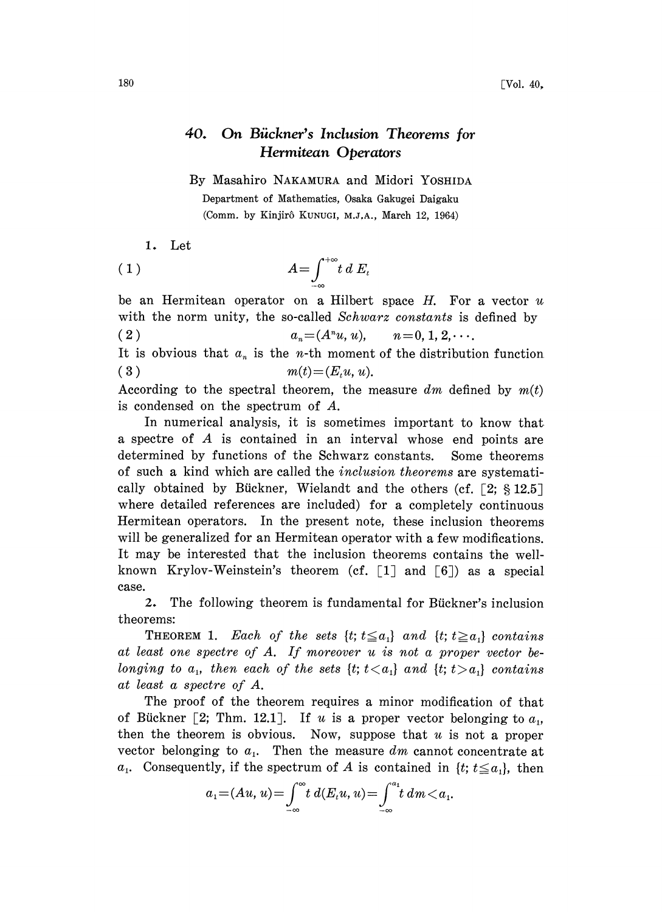# 40. On Bückner's Inclusion Theorems for Hermitean Operators

By Masahiro NAKAMURA and Midori YOSHIDA

Department of Mathematics, Osaka Gakugei Daigaku

(Comm. by Kinjirô KUNUGI, M.J.A., March 12, 1964)

1. Let

$$A=\int_{-\infty}^{+\infty} t\, d\, E_t \tag{1}$$

be an Hermitean operator on a Hilbert space $H$. For a vector $u$ with the norm unity, the so-called *Schwarz constants* is defined by

$$a_n=(A^n u, u), \qquad n=0, 1, 2, \cdots. \tag{2}$$

It is obvious that $a_n$ is the $n$-th moment of the distribution function

$$m(t)=(E_t u, u). \tag{3}$$

According to the spectral theorem, the measure $dm$ defined by $m(t)$ is condensed on the spectrum of $A$.

In numerical analysis, it is sometimes important to know that a spectre of $A$ is contained in an interval whose end points are determined by functions of the Schwarz constants. Some theorems of such a kind which are called the *inclusion theorems* are systematically obtained by Bückner, Wielandt and the others (cf. [2; §12.5] where detailed references are included) for a completely continuous Hermitean operators. In the present note, these inclusion theorems will be generalized for an Hermitean operator with a few modifications. It may be interested that the inclusion theorems contains the well-known Krylov-Weinstein's theorem (cf. [1] and [6]) as a special case.

2. The following theorem is fundamental for Bückner's inclusion theorems:

THEOREM 1. *Each of the sets* $\{t; t\leqq a_1\}$ *and* $\{t; t\geqq a_1\}$ *contains at least one spectre of* $A$. *If moreover* $u$ *is not a proper vector belonging to* $a_1$, *then each of the sets* $\{t; t<a_1\}$ *and* $\{t; t>a_1\}$ *contains at least a spectre of* $A$.

The proof of the theorem requires a minor modification of that of Bückner [2; Thm. 12.1]. If $u$ is a proper vector belonging to $a_1$, then the theorem is obvious. Now, suppose that $u$ is not a proper vector belonging to $a_1$. Then the measure $dm$ cannot concentrate at $a_1$. Consequently, if the spectrum of $A$ is contained in $\{t; t\leqq a_1\}$, then

$$a_1=(Au, u)=\int_{-\infty}^{\infty} t\, d(E_t u, u)=\int_{-\infty}^{a_1} t\, dm<a_1.$$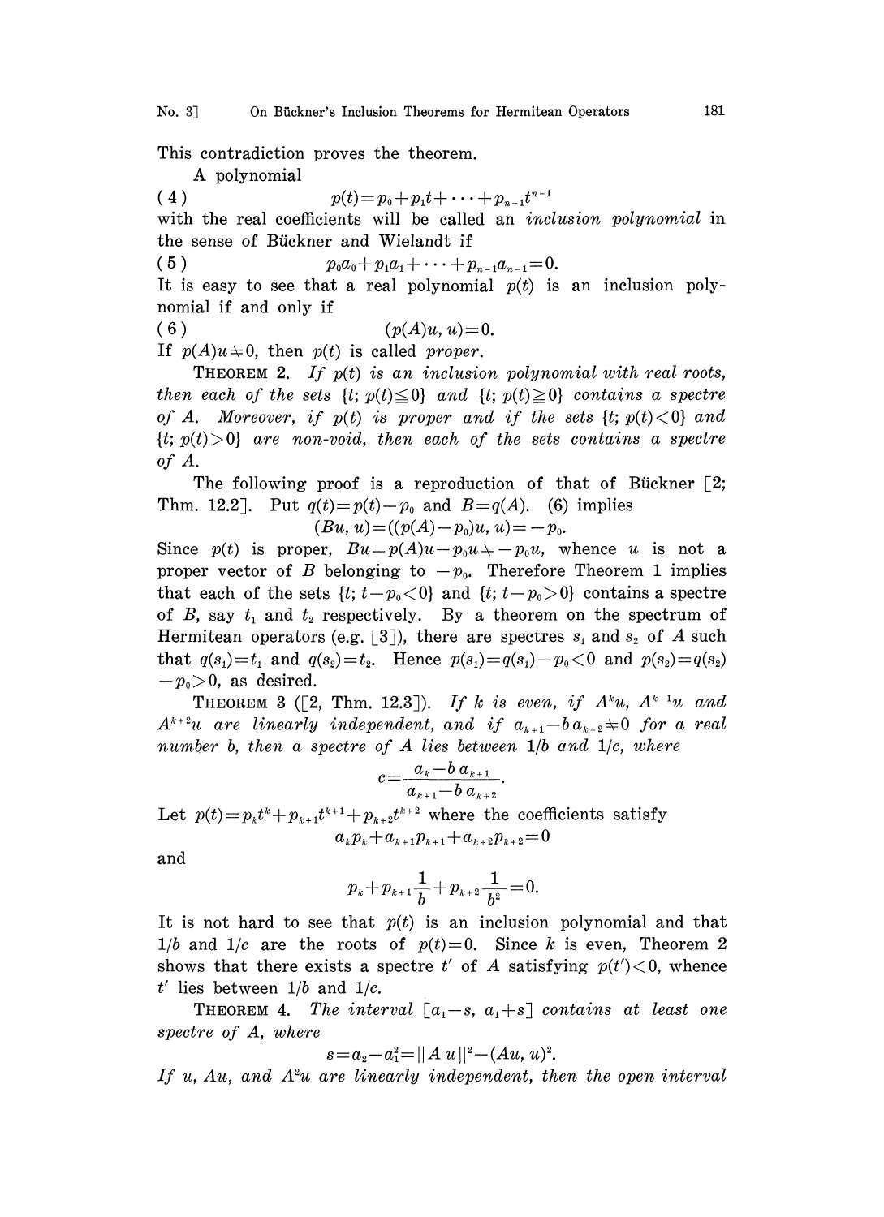This contradiction proves the theorem.

A polynomial

$$p(t)=p_0+p_1t+\cdots+p_{n-1}t^{n-1} \tag{4}$$

with the real coefficients will be called an *inclusion polynomial* in the sense of Bückner and Wielandt if

$$p_0a_0+p_1a_1+\cdots+p_{n-1}a_{n-1}=0. \tag{5}$$

It is easy to see that a real polynomial $p(t)$ is an inclusion polynomial if and only if

$$(p(A)u, u)=0. \tag{6}$$

If $p(A)u \neq 0$, then $p(t)$ is called *proper*.

THEOREM 2. *If $p(t)$ is an inclusion polynomial with real roots, then each of the sets $\{t; p(t)\leqq 0\}$ and $\{t; p(t)\geqq 0\}$ contains a spectre of $A$. Moreover, if $p(t)$ is proper and if the sets $\{t; p(t)<0\}$ and $\{t; p(t)>0\}$ are non-void, then each of the sets contains a spectre of $A$.*

The following proof is a reproduction of that of Bückner [2; Thm. 12.2]. Put $q(t)=p(t)-p_0$ and $B=q(A)$. (6) implies

$$(Bu, u)=((p(A)-p_0)u, u)=-p_0.$$

Since $p(t)$ is proper, $Bu=p(A)u-p_0u \neq -p_0u$, whence $u$ is not a proper vector of $B$ belonging to $-p_0$. Therefore Theorem 1 implies that each of the sets $\{t; t-p_0<0\}$ and $\{t; t-p_0>0\}$ contains a spectre of $B$, say $t_1$ and $t_2$ respectively. By a theorem on the spectrum of Hermitean operators (e.g. [3]), there are spectres $s_1$ and $s_2$ of $A$ such that $q(s_1)=t_1$ and $q(s_2)=t_2$. Hence $p(s_1)=q(s_1)-p_0<0$ and $p(s_2)=q(s_2)-p_0>0$, as desired.

THEOREM 3 ([2, Thm. 12.3]). *If $k$ is even, if $A^ku$, $A^{k+1}u$ and $A^{k+2}u$ are linearly independent, and if $a_{k+1}-b\,a_{k+2}\neq 0$ for a real number $b$, then a spectre of $A$ lies between $1/b$ and $1/c$, where*

$$c=\frac{a_k-b\,a_{k+1}}{a_{k+1}-b\,a_{k+2}}.$$

Let $p(t)=p_kt^k+p_{k+1}t^{k+1}+p_{k+2}t^{k+2}$ where the coefficients satisfy

$$a_kp_k+a_{k+1}p_{k+1}+a_{k+2}p_{k+2}=0$$

and

$$p_k+p_{k+1}\frac{1}{b}+p_{k+2}\frac{1}{b^2}=0.$$

It is not hard to see that $p(t)$ is an inclusion polynomial and that $1/b$ and $1/c$ are the roots of $p(t)=0$. Since $k$ is even, Theorem 2 shows that there exists a spectre $t'$ of $A$ satisfying $p(t')<0$, whence $t'$ lies between $1/b$ and $1/c$.

THEOREM 4. *The interval $[a_1-s, a_1+s]$ contains at least one spectre of $A$, where*

$$s=a_2-a_1^2=\|A\,u\|^2-(Au, u)^2.$$

*If $u$, $Au$, and $A^2u$ are linearly independent, then the open interval*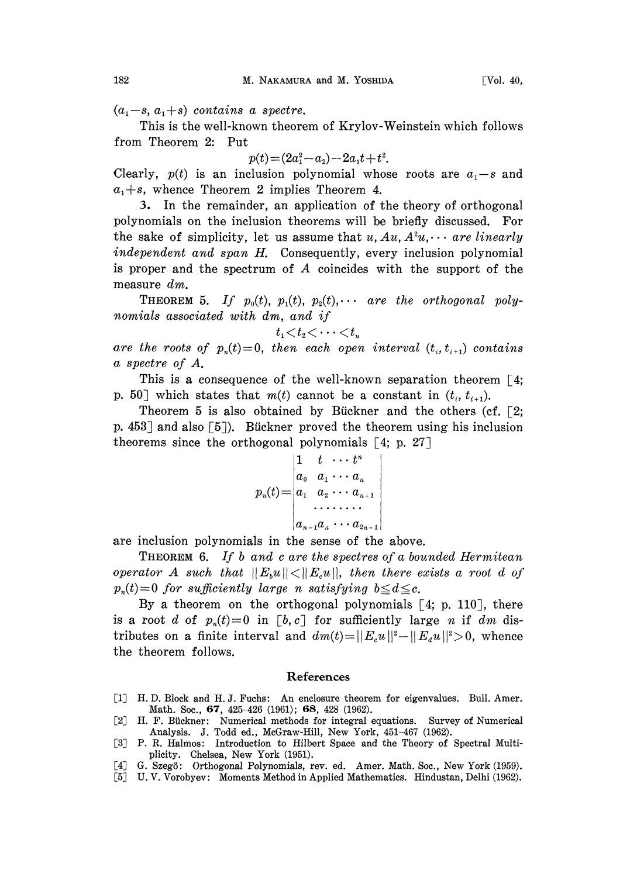$(a_1-s,\ a_1+s)$ *contains a spectre.*

This is the well-known theorem of Krylov-Weinstein which follows from Theorem 2: Put

$$p(t)=(2a_1^2-a_2)-2a_1t+t^2.$$

Clearly, $p(t)$ is an inclusion polynomial whose roots are $a_1-s$ and $a_1+s$, whence Theorem 2 implies Theorem 4.

3. In the remainder, an application of the theory of orthogonal polynomials on the inclusion theorems will be briefly discussed. For the sake of simplicity, let us assume that *$u, Au, A^2u, \cdots$ are linearly independent and span $H$.* Consequently, every inclusion polynomial is proper and the spectrum of $A$ coincides with the support of the measure $dm$.

THEOREM 5. *If $p_0(t),\ p_1(t),\ p_2(t), \cdots$ are the orthogonal polynomials associated with $dm$, and if*

$$t_1<t_2<\cdots<t_n$$

*are the roots of $p_n(t)=0$, then each open interval $(t_i, t_{i+1})$ contains a spectre of $A$.*

This is a consequence of the well-known separation theorem [4; p. 50] which states that $m(t)$ cannot be a constant in $(t_i, t_{i+1})$.

Theorem 5 is also obtained by Bückner and the others (cf. [2; p. 453] and also [5]). Bückner proved the theorem using his inclusion theorems since the orthogonal polynomials [4; p. 27]

$$p_n(t)=\begin{vmatrix} 1 & t & \cdots & t^n \\ a_0 & a_1 & \cdots & a_n \\ a_1 & a_2 & \cdots & a_{n+1} \\ \cdots & \cdots & \cdots & \cdots \\ a_{n-1} & a_n & \cdots & a_{2n-1} \end{vmatrix}$$

are inclusion polynomials in the sense of the above.

THEOREM 6. *If $b$ and $c$ are the spectres of a bounded Hermitean operator $A$ such that $\|E_bu\|<\|E_cu\|$, then there exists a root $d$ of $p_n(t)=0$ for sufficiently large $n$ satisfying $b\leqq d\leqq c$.*

By a theorem on the orthogonal polynomials [4; p. 110], there is a root $d$ of $p_n(t)=0$ in $[b,c]$ for sufficiently large $n$ if $dm$ distributes on a finite interval and $dm(t)=\|E_cu\|^2-\|E_du\|^2>0$, whence the theorem follows.

## References

[1] H. D. Block and H. J. Fuchs: An enclosure theorem for eigenvalues. Bull. Amer. Math. Soc., **67**, 425-426 (1961); **68**, 428 (1962).

[2] H. F. Bückner: Numerical methods for integral equations. Survey of Numerical Analysis. J. Todd ed., McGraw-Hill, New York, 451-467 (1962).

[3] P. R. Halmos: Introduction to Hilbert Space and the Theory of Spectral Multiplicity. Chelsea, New York (1951).

[4] G. Szegö: Orthogonal Polynomials, rev. ed. Amer. Math. Soc., New York (1959).

[5] U. V. Vorobyev: Moments Method in Applied Mathematics. Hindustan, Delhi (1962).